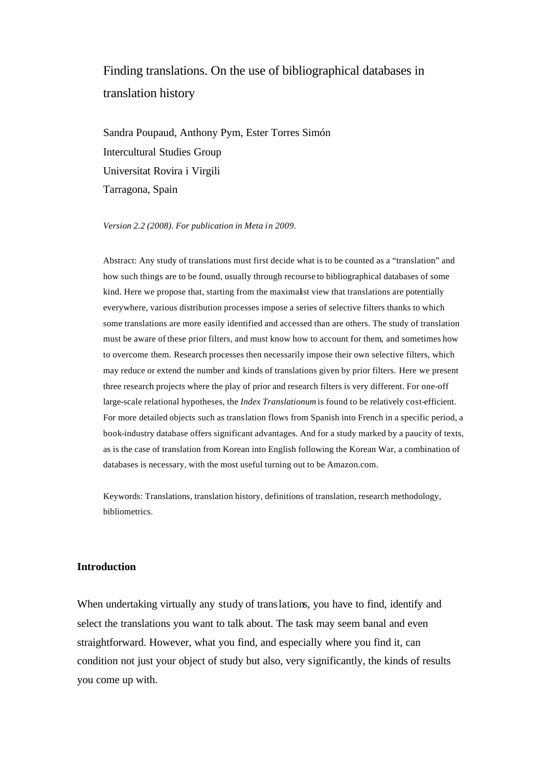# Finding translations. On the use of bibliographical databases in translation history

Sandra Poupaud, Anthony Pym, Ester Torres Simón
Intercultural Studies Group
Universitat Rovira i Virgili
Tarragona, Spain

*Version 2.2 (2008). For publication in Meta in 2009.*

Abstract: Any study of translations must first decide what is to be counted as a "translation" and how such things are to be found, usually through recourse to bibliographical databases of some kind. Here we propose that, starting from the maximalist view that translations are potentially everywhere, various distribution processes impose a series of selective filters thanks to which some translations are more easily identified and accessed than are others. The study of translation must be aware of these prior filters, and must know how to account for them, and sometimes how to overcome them. Research processes then necessarily impose their own selective filters, which may reduce or extend the number and kinds of translations given by prior filters. Here we present three research projects where the play of prior and research filters is very different. For one-off large-scale relational hypotheses, the *Index Translationum* is found to be relatively cost-efficient. For more detailed objects such as translation flows from Spanish into French in a specific period, a book-industry database offers significant advantages. And for a study marked by a paucity of texts, as is the case of translation from Korean into English following the Korean War, a combination of databases is necessary, with the most useful turning out to be Amazon.com.

Keywords: Translations, translation history, definitions of translation, research methodology, bibliometrics.

## Introduction

When undertaking virtually any study of translations, you have to find, identify and select the translations you want to talk about. The task may seem banal and even straightforward. However, what you find, and especially where you find it, can condition not just your object of study but also, very significantly, the kinds of results you come up with.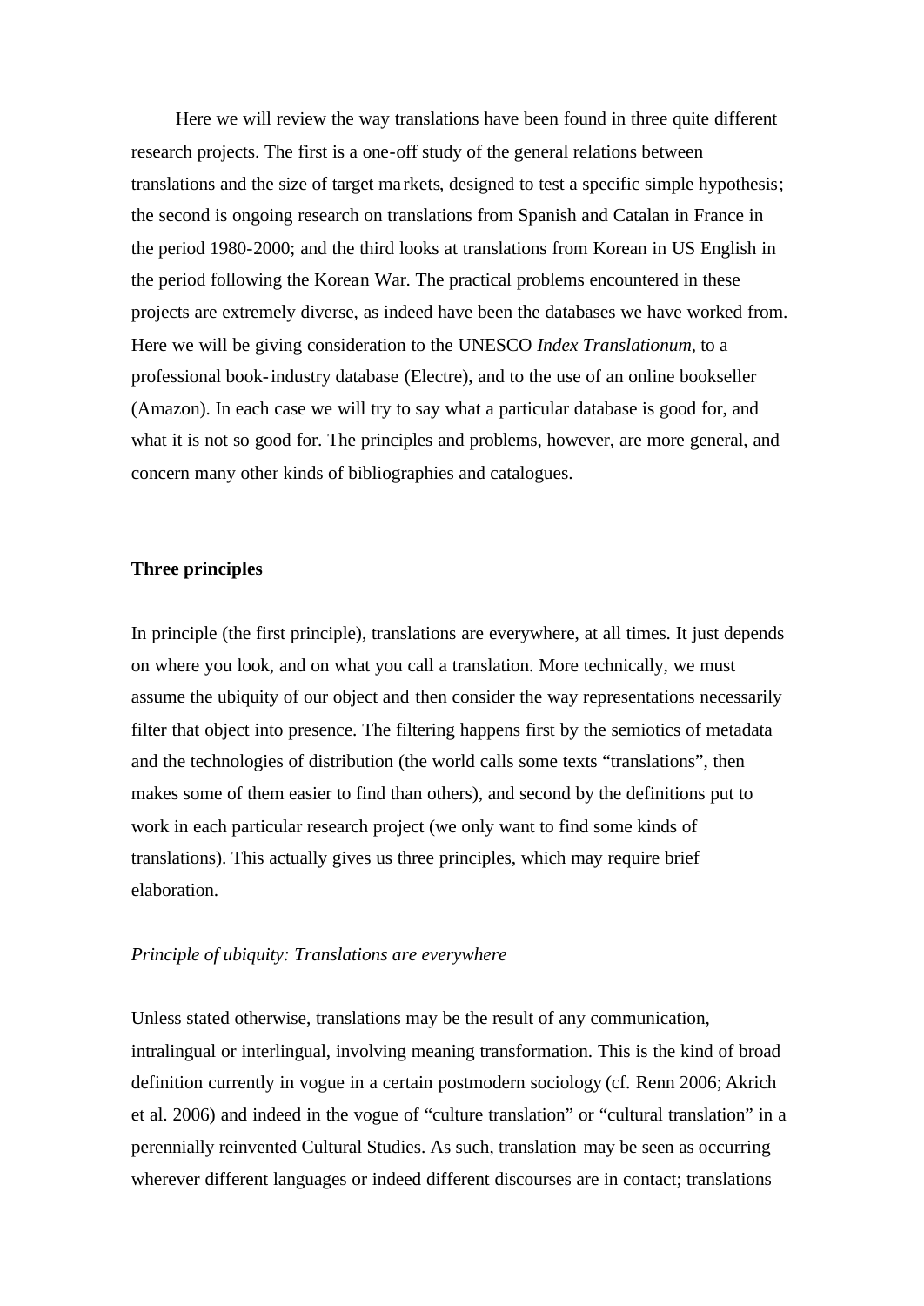Here we will review the way translations have been found in three quite different research projects. The first is a one-off study of the general relations between translations and the size of target markets, designed to test a specific simple hypothesis; the second is ongoing research on translations from Spanish and Catalan in France in the period 1980-2000; and the third looks at translations from Korean in US English in the period following the Korean War. The practical problems encountered in these projects are extremely diverse, as indeed have been the databases we have worked from. Here we will be giving consideration to the UNESCO *Index Translationum*, to a professional book-industry database (Electre), and to the use of an online bookseller (Amazon). In each case we will try to say what a particular database is good for, and what it is not so good for. The principles and problems, however, are more general, and concern many other kinds of bibliographies and catalogues.

**Three principles**

In principle (the first principle), translations are everywhere, at all times. It just depends on where you look, and on what you call a translation. More technically, we must assume the ubiquity of our object and then consider the way representations necessarily filter that object into presence. The filtering happens first by the semiotics of metadata and the technologies of distribution (the world calls some texts "translations", then makes some of them easier to find than others), and second by the definitions put to work in each particular research project (we only want to find some kinds of translations). This actually gives us three principles, which may require brief elaboration.

*Principle of ubiquity: Translations are everywhere*

Unless stated otherwise, translations may be the result of any communication, intralingual or interlingual, involving meaning transformation. This is the kind of broad definition currently in vogue in a certain postmodern sociology (cf. Renn 2006; Akrich et al. 2006) and indeed in the vogue of "culture translation" or "cultural translation" in a perennially reinvented Cultural Studies. As such, translation may be seen as occurring wherever different languages or indeed different discourses are in contact; translations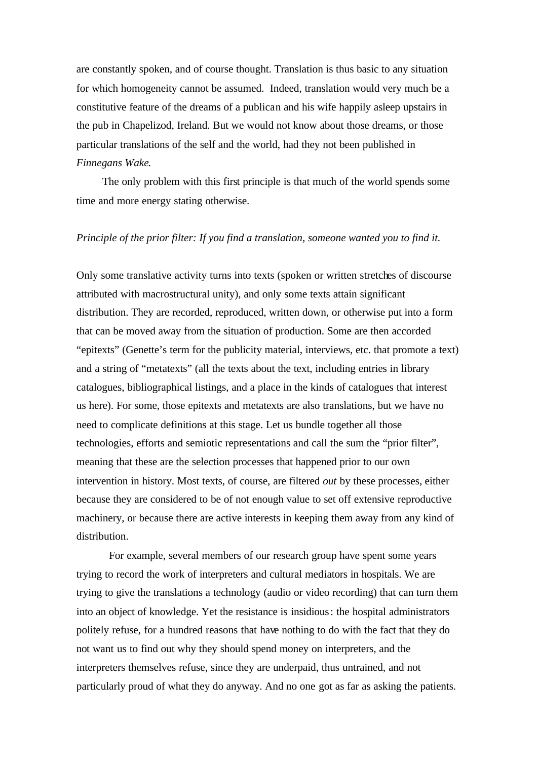are constantly spoken, and of course thought. Translation is thus basic to any situation for which homogeneity cannot be assumed. Indeed, translation would very much be a constitutive feature of the dreams of a publican and his wife happily asleep upstairs in the pub in Chapelizod, Ireland. But we would not know about those dreams, or those particular translations of the self and the world, had they not been published in *Finnegans Wake*.

The only problem with this first principle is that much of the world spends some time and more energy stating otherwise.

*Principle of the prior filter: If you find a translation, someone wanted you to find it.*

Only some translative activity turns into texts (spoken or written stretches of discourse attributed with macrostructural unity), and only some texts attain significant distribution. They are recorded, reproduced, written down, or otherwise put into a form that can be moved away from the situation of production. Some are then accorded "epitexts" (Genette's term for the publicity material, interviews, etc. that promote a text) and a string of "metatexts" (all the texts about the text, including entries in library catalogues, bibliographical listings, and a place in the kinds of catalogues that interest us here). For some, those epitexts and metatexts are also translations, but we have no need to complicate definitions at this stage. Let us bundle together all those technologies, efforts and semiotic representations and call the sum the "prior filter", meaning that these are the selection processes that happened prior to our own intervention in history. Most texts, of course, are filtered *out* by these processes, either because they are considered to be of not enough value to set off extensive reproductive machinery, or because there are active interests in keeping them away from any kind of distribution.

For example, several members of our research group have spent some years trying to record the work of interpreters and cultural mediators in hospitals. We are trying to give the translations a technology (audio or video recording) that can turn them into an object of knowledge. Yet the resistance is insidious: the hospital administrators politely refuse, for a hundred reasons that have nothing to do with the fact that they do not want us to find out why they should spend money on interpreters, and the interpreters themselves refuse, since they are underpaid, thus untrained, and not particularly proud of what they do anyway. And no one got as far as asking the patients.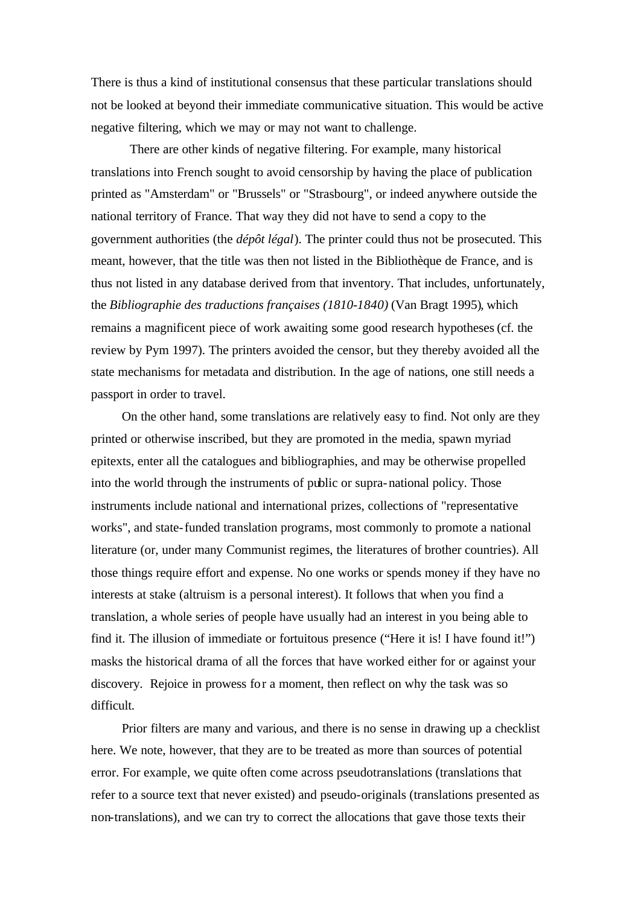There is thus a kind of institutional consensus that these particular translations should not be looked at beyond their immediate communicative situation. This would be active negative filtering, which we may or may not want to challenge.

There are other kinds of negative filtering. For example, many historical translations into French sought to avoid censorship by having the place of publication printed as "Amsterdam" or "Brussels" or "Strasbourg", or indeed anywhere outside the national territory of France. That way they did not have to send a copy to the government authorities (the *dépôt légal*). The printer could thus not be prosecuted. This meant, however, that the title was then not listed in the Bibliothèque de France, and is thus not listed in any database derived from that inventory. That includes, unfortunately, the *Bibliographie des traductions françaises (1810-1840)* (Van Bragt 1995), which remains a magnificent piece of work awaiting some good research hypotheses (cf. the review by Pym 1997). The printers avoided the censor, but they thereby avoided all the state mechanisms for metadata and distribution. In the age of nations, one still needs a passport in order to travel.

On the other hand, some translations are relatively easy to find. Not only are they printed or otherwise inscribed, but they are promoted in the media, spawn myriad epitexts, enter all the catalogues and bibliographies, and may be otherwise propelled into the world through the instruments of public or supra-national policy. Those instruments include national and international prizes, collections of "representative works", and state-funded translation programs, most commonly to promote a national literature (or, under many Communist regimes, the literatures of brother countries). All those things require effort and expense. No one works or spends money if they have no interests at stake (altruism is a personal interest). It follows that when you find a translation, a whole series of people have usually had an interest in you being able to find it. The illusion of immediate or fortuitous presence ("Here it is! I have found it!") masks the historical drama of all the forces that have worked either for or against your discovery. Rejoice in prowess for a moment, then reflect on why the task was so difficult.

Prior filters are many and various, and there is no sense in drawing up a checklist here. We note, however, that they are to be treated as more than sources of potential error. For example, we quite often come across pseudotranslations (translations that refer to a source text that never existed) and pseudo-originals (translations presented as non-translations), and we can try to correct the allocations that gave those texts their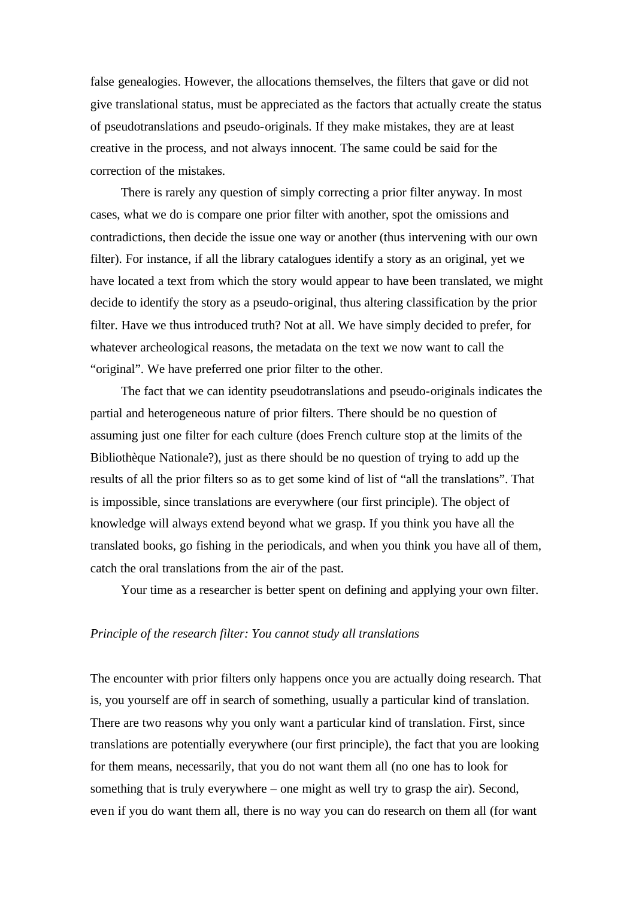false genealogies. However, the allocations themselves, the filters that gave or did not give translational status, must be appreciated as the factors that actually create the status of pseudotranslations and pseudo-originals. If they make mistakes, they are at least creative in the process, and not always innocent. The same could be said for the correction of the mistakes.

There is rarely any question of simply correcting a prior filter anyway. In most cases, what we do is compare one prior filter with another, spot the omissions and contradictions, then decide the issue one way or another (thus intervening with our own filter). For instance, if all the library catalogues identify a story as an original, yet we have located a text from which the story would appear to have been translated, we might decide to identify the story as a pseudo-original, thus altering classification by the prior filter. Have we thus introduced truth? Not at all. We have simply decided to prefer, for whatever archeological reasons, the metadata on the text we now want to call the "original". We have preferred one prior filter to the other.

The fact that we can identity pseudotranslations and pseudo-originals indicates the partial and heterogeneous nature of prior filters. There should be no question of assuming just one filter for each culture (does French culture stop at the limits of the Bibliothèque Nationale?), just as there should be no question of trying to add up the results of all the prior filters so as to get some kind of list of "all the translations". That is impossible, since translations are everywhere (our first principle). The object of knowledge will always extend beyond what we grasp. If you think you have all the translated books, go fishing in the periodicals, and when you think you have all of them, catch the oral translations from the air of the past.

Your time as a researcher is better spent on defining and applying your own filter.

*Principle of the research filter: You cannot study all translations*

The encounter with prior filters only happens once you are actually doing research. That is, you yourself are off in search of something, usually a particular kind of translation. There are two reasons why you only want a particular kind of translation. First, since translations are potentially everywhere (our first principle), the fact that you are looking for them means, necessarily, that you do not want them all (no one has to look for something that is truly everywhere – one might as well try to grasp the air). Second, even if you do want them all, there is no way you can do research on them all (for want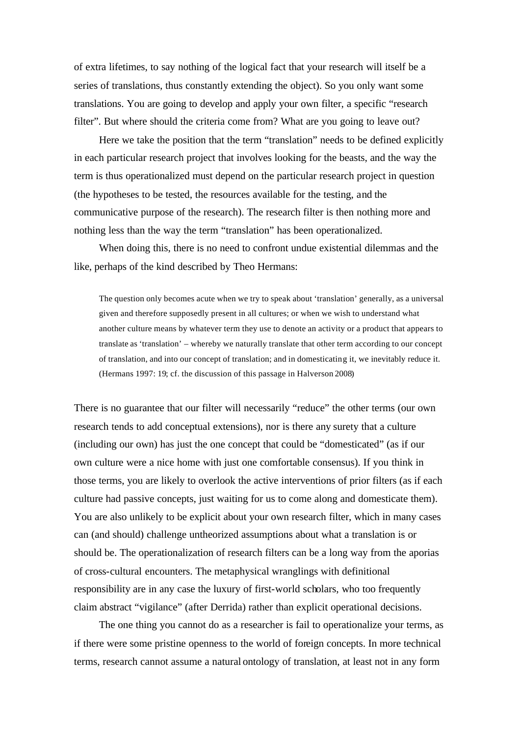of extra lifetimes, to say nothing of the logical fact that your research will itself be a series of translations, thus constantly extending the object). So you only want some translations. You are going to develop and apply your own filter, a specific "research filter". But where should the criteria come from? What are you going to leave out?

Here we take the position that the term "translation" needs to be defined explicitly in each particular research project that involves looking for the beasts, and the way the term is thus operationalized must depend on the particular research project in question (the hypotheses to be tested, the resources available for the testing, and the communicative purpose of the research). The research filter is then nothing more and nothing less than the way the term "translation" has been operationalized.

When doing this, there is no need to confront undue existential dilemmas and the like, perhaps of the kind described by Theo Hermans:

> The question only becomes acute when we try to speak about 'translation' generally, as a universal given and therefore supposedly present in all cultures; or when we wish to understand what another culture means by whatever term they use to denote an activity or a product that appears to translate as 'translation' – whereby we naturally translate that other term according to our concept of translation, and into our concept of translation; and in domesticating it, we inevitably reduce it. (Hermans 1997: 19; cf. the discussion of this passage in Halverson 2008)

There is no guarantee that our filter will necessarily "reduce" the other terms (our own research tends to add conceptual extensions), nor is there any surety that a culture (including our own) has just the one concept that could be "domesticated" (as if our own culture were a nice home with just one comfortable consensus). If you think in those terms, you are likely to overlook the active interventions of prior filters (as if each culture had passive concepts, just waiting for us to come along and domesticate them). You are also unlikely to be explicit about your own research filter, which in many cases can (and should) challenge untheorized assumptions about what a translation is or should be. The operationalization of research filters can be a long way from the aporias of cross-cultural encounters. The metaphysical wranglings with definitional responsibility are in any case the luxury of first-world scholars, who too frequently claim abstract "vigilance" (after Derrida) rather than explicit operational decisions.

The one thing you cannot do as a researcher is fail to operationalize your terms, as if there were some pristine openness to the world of foreign concepts. In more technical terms, research cannot assume a natural ontology of translation, at least not in any form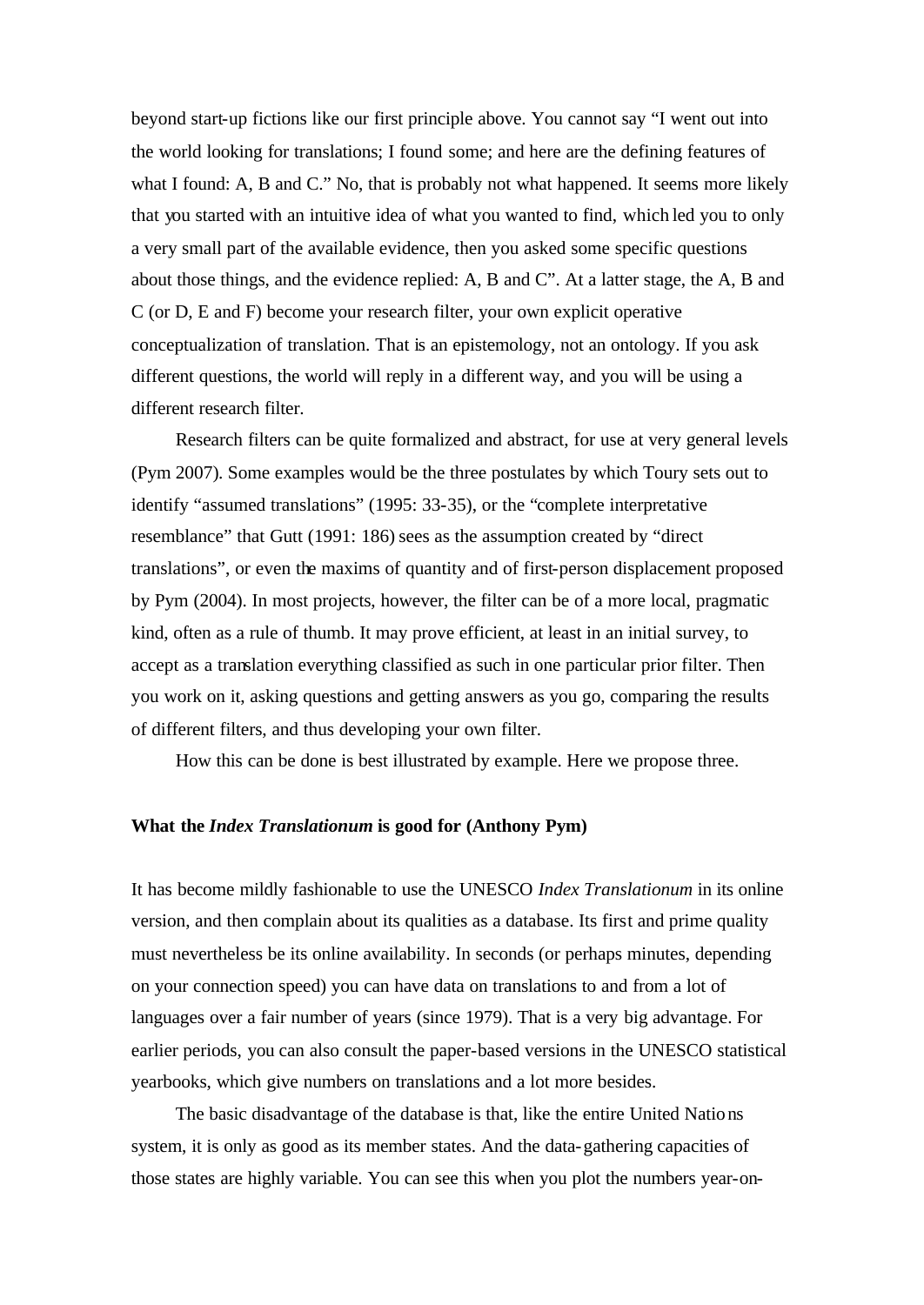beyond start-up fictions like our first principle above. You cannot say "I went out into the world looking for translations; I found some; and here are the defining features of what I found: A, B and C." No, that is probably not what happened. It seems more likely that you started with an intuitive idea of what you wanted to find, which led you to only a very small part of the available evidence, then you asked some specific questions about those things, and the evidence replied: A, B and C". At a latter stage, the A, B and C (or D, E and F) become your research filter, your own explicit operative conceptualization of translation. That is an epistemology, not an ontology. If you ask different questions, the world will reply in a different way, and you will be using a different research filter.

Research filters can be quite formalized and abstract, for use at very general levels (Pym 2007). Some examples would be the three postulates by which Toury sets out to identify "assumed translations" (1995: 33-35), or the "complete interpretative resemblance" that Gutt (1991: 186) sees as the assumption created by "direct translations", or even the maxims of quantity and of first-person displacement proposed by Pym (2004). In most projects, however, the filter can be of a more local, pragmatic kind, often as a rule of thumb. It may prove efficient, at least in an initial survey, to accept as a translation everything classified as such in one particular prior filter. Then you work on it, asking questions and getting answers as you go, comparing the results of different filters, and thus developing your own filter.

How this can be done is best illustrated by example. Here we propose three.

### What the *Index Translationum* is good for (Anthony Pym)

It has become mildly fashionable to use the UNESCO *Index Translationum* in its online version, and then complain about its qualities as a database. Its first and prime quality must nevertheless be its online availability. In seconds (or perhaps minutes, depending on your connection speed) you can have data on translations to and from a lot of languages over a fair number of years (since 1979). That is a very big advantage. For earlier periods, you can also consult the paper-based versions in the UNESCO statistical yearbooks, which give numbers on translations and a lot more besides.

The basic disadvantage of the database is that, like the entire United Nations system, it is only as good as its member states. And the data-gathering capacities of those states are highly variable. You can see this when you plot the numbers year-on-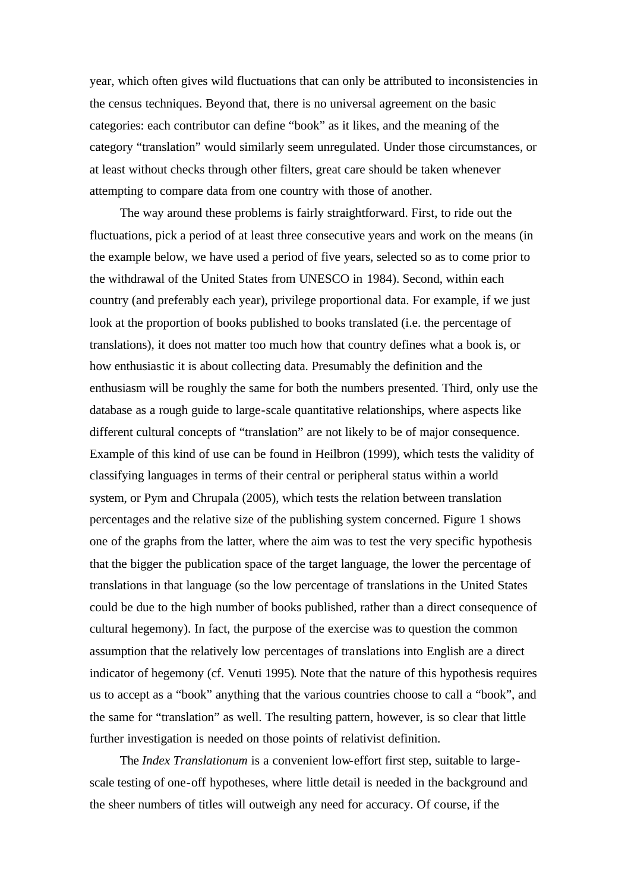year, which often gives wild fluctuations that can only be attributed to inconsistencies in the census techniques. Beyond that, there is no universal agreement on the basic categories: each contributor can define "book" as it likes, and the meaning of the category "translation" would similarly seem unregulated. Under those circumstances, or at least without checks through other filters, great care should be taken whenever attempting to compare data from one country with those of another.

The way around these problems is fairly straightforward. First, to ride out the fluctuations, pick a period of at least three consecutive years and work on the means (in the example below, we have used a period of five years, selected so as to come prior to the withdrawal of the United States from UNESCO in 1984). Second, within each country (and preferably each year), privilege proportional data. For example, if we just look at the proportion of books published to books translated (i.e. the percentage of translations), it does not matter too much how that country defines what a book is, or how enthusiastic it is about collecting data. Presumably the definition and the enthusiasm will be roughly the same for both the numbers presented. Third, only use the database as a rough guide to large-scale quantitative relationships, where aspects like different cultural concepts of "translation" are not likely to be of major consequence. Example of this kind of use can be found in Heilbron (1999), which tests the validity of classifying languages in terms of their central or peripheral status within a world system, or Pym and Chrupala (2005), which tests the relation between translation percentages and the relative size of the publishing system concerned. Figure 1 shows one of the graphs from the latter, where the aim was to test the very specific hypothesis that the bigger the publication space of the target language, the lower the percentage of translations in that language (so the low percentage of translations in the United States could be due to the high number of books published, rather than a direct consequence of cultural hegemony). In fact, the purpose of the exercise was to question the common assumption that the relatively low percentages of translations into English are a direct indicator of hegemony (cf. Venuti 1995). Note that the nature of this hypothesis requires us to accept as a "book" anything that the various countries choose to call a "book", and the same for "translation" as well. The resulting pattern, however, is so clear that little further investigation is needed on those points of relativist definition.

The *Index Translationum* is a convenient low-effort first step, suitable to large-scale testing of one-off hypotheses, where little detail is needed in the background and the sheer numbers of titles will outweigh any need for accuracy. Of course, if the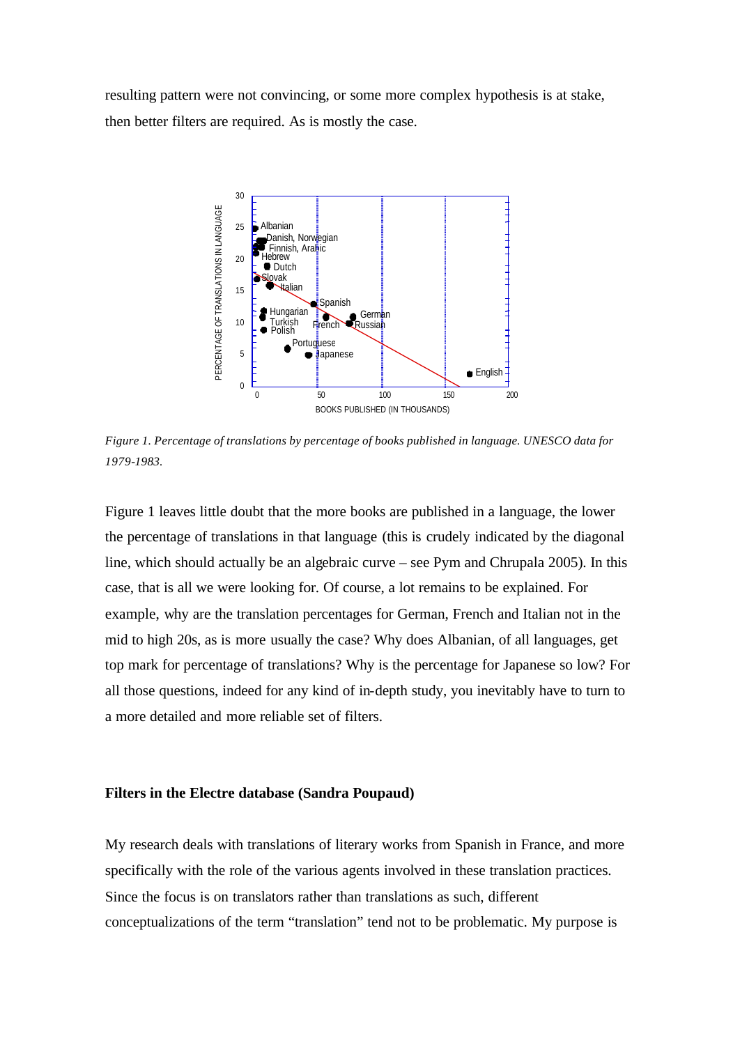resulting pattern were not convincing, or some more complex hypothesis is at stake, then better filters are required. As is mostly the case.

*Figure 1. Percentage of translations by percentage of books published in language. UNESCO data for 1979-1983.*

Figure 1 leaves little doubt that the more books are published in a language, the lower the percentage of translations in that language (this is crudely indicated by the diagonal line, which should actually be an algebraic curve – see Pym and Chrupala 2005). In this case, that is all we were looking for. Of course, a lot remains to be explained. For example, why are the translation percentages for German, French and Italian not in the mid to high 20s, as is more usually the case? Why does Albanian, of all languages, get top mark for percentage of translations? Why is the percentage for Japanese so low? For all those questions, indeed for any kind of in-depth study, you inevitably have to turn to a more detailed and more reliable set of filters.

### Filters in the Electre database (Sandra Poupaud)

My research deals with translations of literary works from Spanish in France, and more specifically with the role of the various agents involved in these translation practices. Since the focus is on translators rather than translations as such, different conceptualizations of the term "translation" tend not to be problematic. My purpose is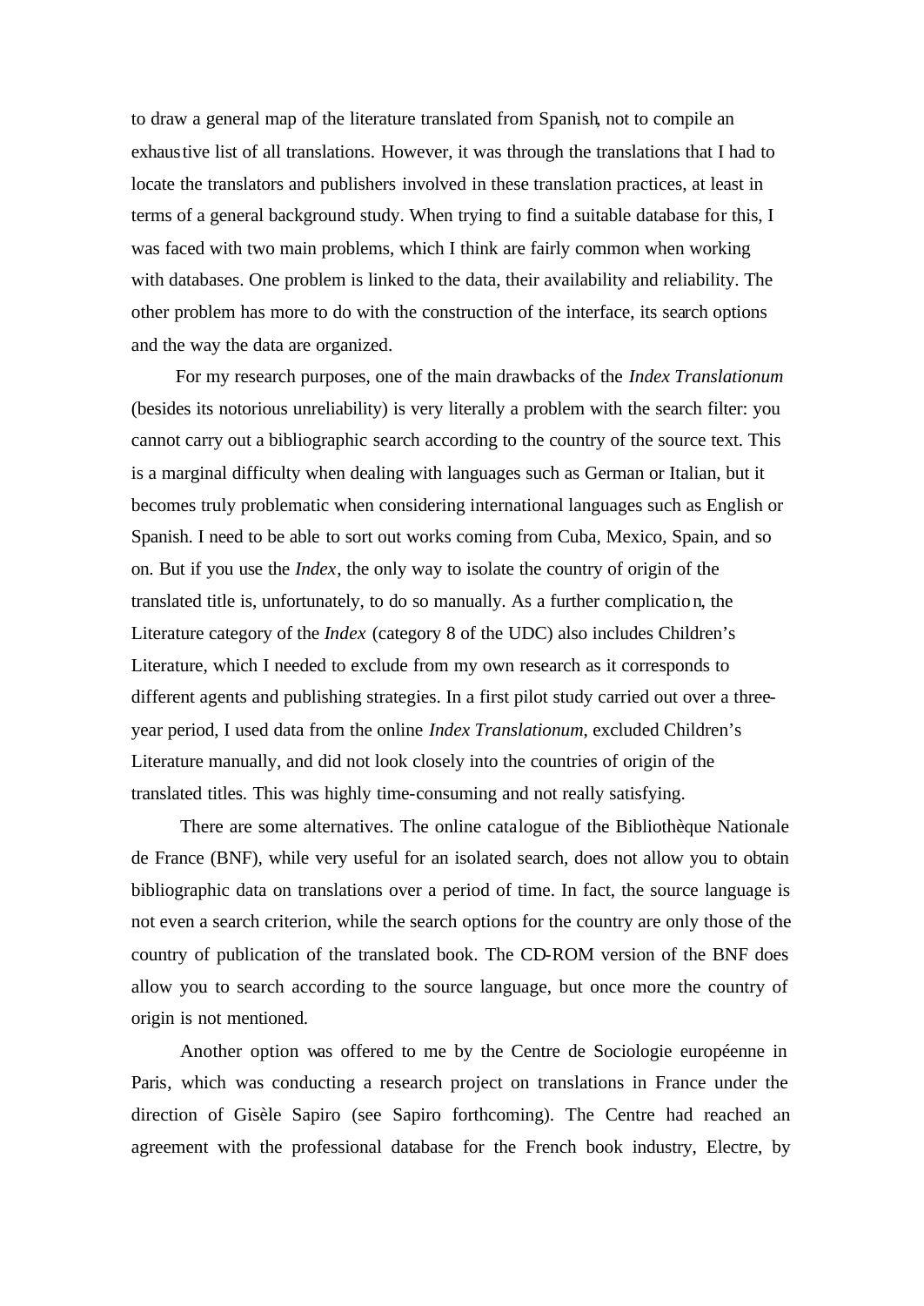to draw a general map of the literature translated from Spanish, not to compile an exhaustive list of all translations. However, it was through the translations that I had to locate the translators and publishers involved in these translation practices, at least in terms of a general background study. When trying to find a suitable database for this, I was faced with two main problems, which I think are fairly common when working with databases. One problem is linked to the data, their availability and reliability. The other problem has more to do with the construction of the interface, its search options and the way the data are organized.

For my research purposes, one of the main drawbacks of the *Index Translationum* (besides its notorious unreliability) is very literally a problem with the search filter: you cannot carry out a bibliographic search according to the country of the source text. This is a marginal difficulty when dealing with languages such as German or Italian, but it becomes truly problematic when considering international languages such as English or Spanish. I need to be able to sort out works coming from Cuba, Mexico, Spain, and so on. But if you use the *Index*, the only way to isolate the country of origin of the translated title is, unfortunately, to do so manually. As a further complication, the Literature category of the *Index* (category 8 of the UDC) also includes Children's Literature, which I needed to exclude from my own research as it corresponds to different agents and publishing strategies. In a first pilot study carried out over a three-year period, I used data from the online *Index Translationum*, excluded Children's Literature manually, and did not look closely into the countries of origin of the translated titles. This was highly time-consuming and not really satisfying.

There are some alternatives. The online catalogue of the Bibliothèque Nationale de France (BNF), while very useful for an isolated search, does not allow you to obtain bibliographic data on translations over a period of time. In fact, the source language is not even a search criterion, while the search options for the country are only those of the country of publication of the translated book. The CD-ROM version of the BNF does allow you to search according to the source language, but once more the country of origin is not mentioned.

Another option was offered to me by the Centre de Sociologie européenne in Paris, which was conducting a research project on translations in France under the direction of Gisèle Sapiro (see Sapiro forthcoming). The Centre had reached an agreement with the professional database for the French book industry, Electre, by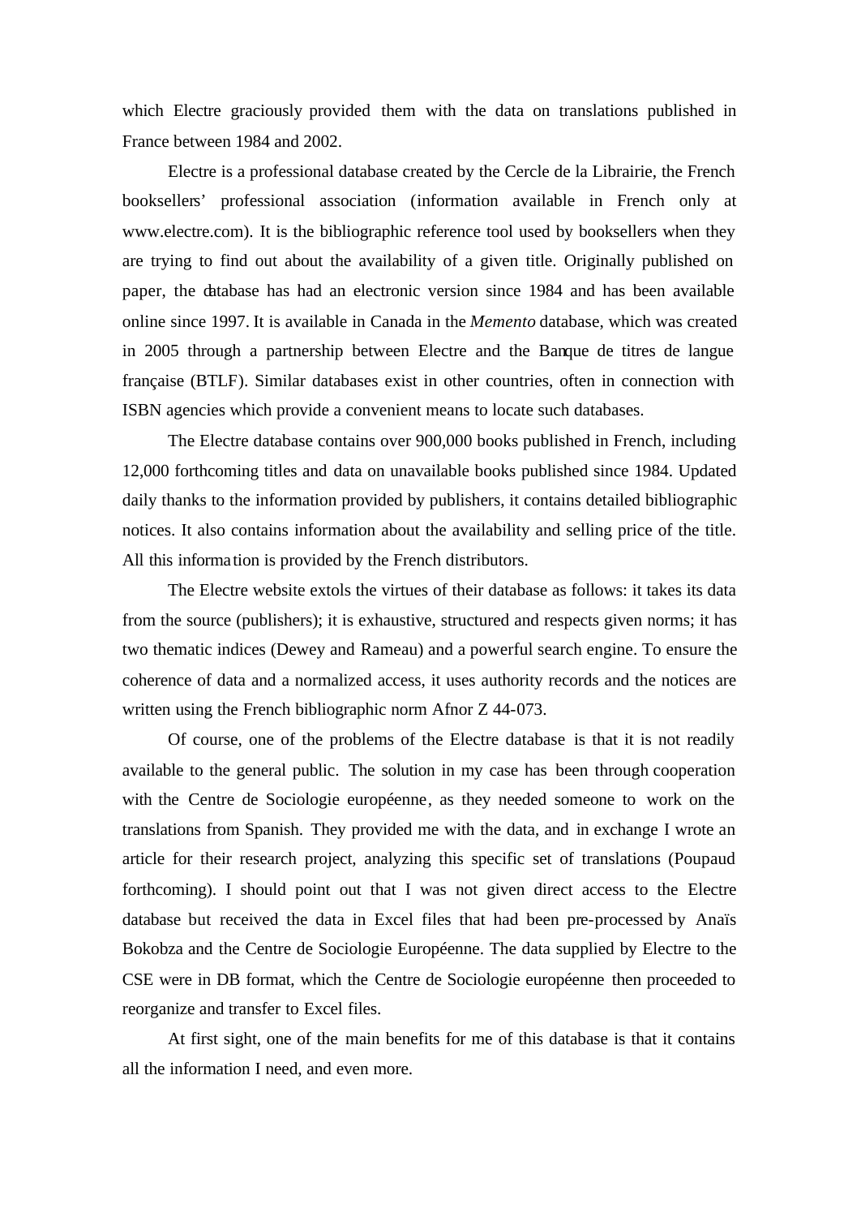which Electre graciously provided them with the data on translations published in France between 1984 and 2002.

Electre is a professional database created by the Cercle de la Librairie, the French booksellers' professional association (information available in French only at www.electre.com). It is the bibliographic reference tool used by booksellers when they are trying to find out about the availability of a given title. Originally published on paper, the database has had an electronic version since 1984 and has been available online since 1997. It is available in Canada in the *Memento* database, which was created in 2005 through a partnership between Electre and the Banque de titres de langue française (BTLF). Similar databases exist in other countries, often in connection with ISBN agencies which provide a convenient means to locate such databases.

The Electre database contains over 900,000 books published in French, including 12,000 forthcoming titles and data on unavailable books published since 1984. Updated daily thanks to the information provided by publishers, it contains detailed bibliographic notices. It also contains information about the availability and selling price of the title. All this information is provided by the French distributors.

The Electre website extols the virtues of their database as follows: it takes its data from the source (publishers); it is exhaustive, structured and respects given norms; it has two thematic indices (Dewey and Rameau) and a powerful search engine. To ensure the coherence of data and a normalized access, it uses authority records and the notices are written using the French bibliographic norm Afnor Z 44-073.

Of course, one of the problems of the Electre database is that it is not readily available to the general public. The solution in my case has been through cooperation with the Centre de Sociologie européenne, as they needed someone to work on the translations from Spanish. They provided me with the data, and in exchange I wrote an article for their research project, analyzing this specific set of translations (Poupaud forthcoming). I should point out that I was not given direct access to the Electre database but received the data in Excel files that had been pre-processed by Anaïs Bokobza and the Centre de Sociologie Européenne. The data supplied by Electre to the CSE were in DB format, which the Centre de Sociologie européenne then proceeded to reorganize and transfer to Excel files.

At first sight, one of the main benefits for me of this database is that it contains all the information I need, and even more.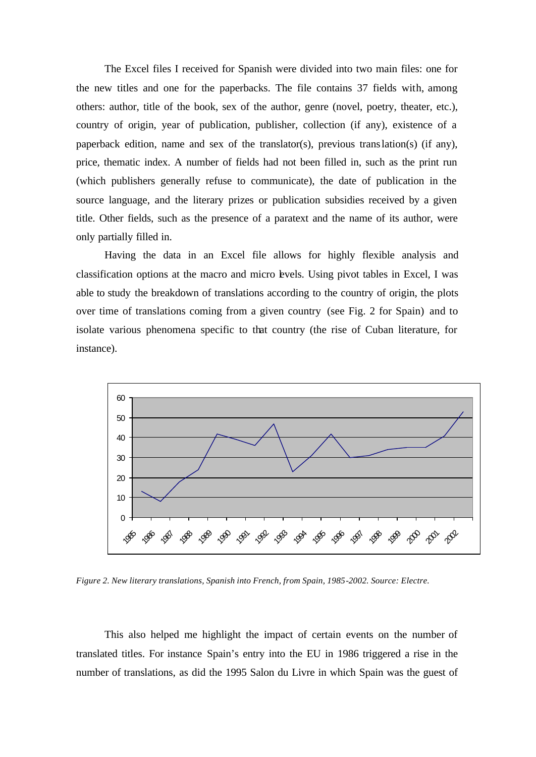The Excel files I received for Spanish were divided into two main files: one for the new titles and one for the paperbacks. The file contains 37 fields with, among others: author, title of the book, sex of the author, genre (novel, poetry, theater, etc.), country of origin, year of publication, publisher, collection (if any), existence of a paperback edition, name and sex of the translator(s), previous translation(s) (if any), price, thematic index. A number of fields had not been filled in, such as the print run (which publishers generally refuse to communicate), the date of publication in the source language, and the literary prizes or publication subsidies received by a given title. Other fields, such as the presence of a paratext and the name of its author, were only partially filled in.

Having the data in an Excel file allows for highly flexible analysis and classification options at the macro and micro levels. Using pivot tables in Excel, I was able to study the breakdown of translations according to the country of origin, the plots over time of translations coming from a given country (see Fig. 2 for Spain) and to isolate various phenomena specific to that country (the rise of Cuban literature, for instance).

*Figure 2. New literary translations, Spanish into French, from Spain, 1985-2002. Source: Electre.*

This also helped me highlight the impact of certain events on the number of translated titles. For instance Spain's entry into the EU in 1986 triggered a rise in the number of translations, as did the 1995 Salon du Livre in which Spain was the guest of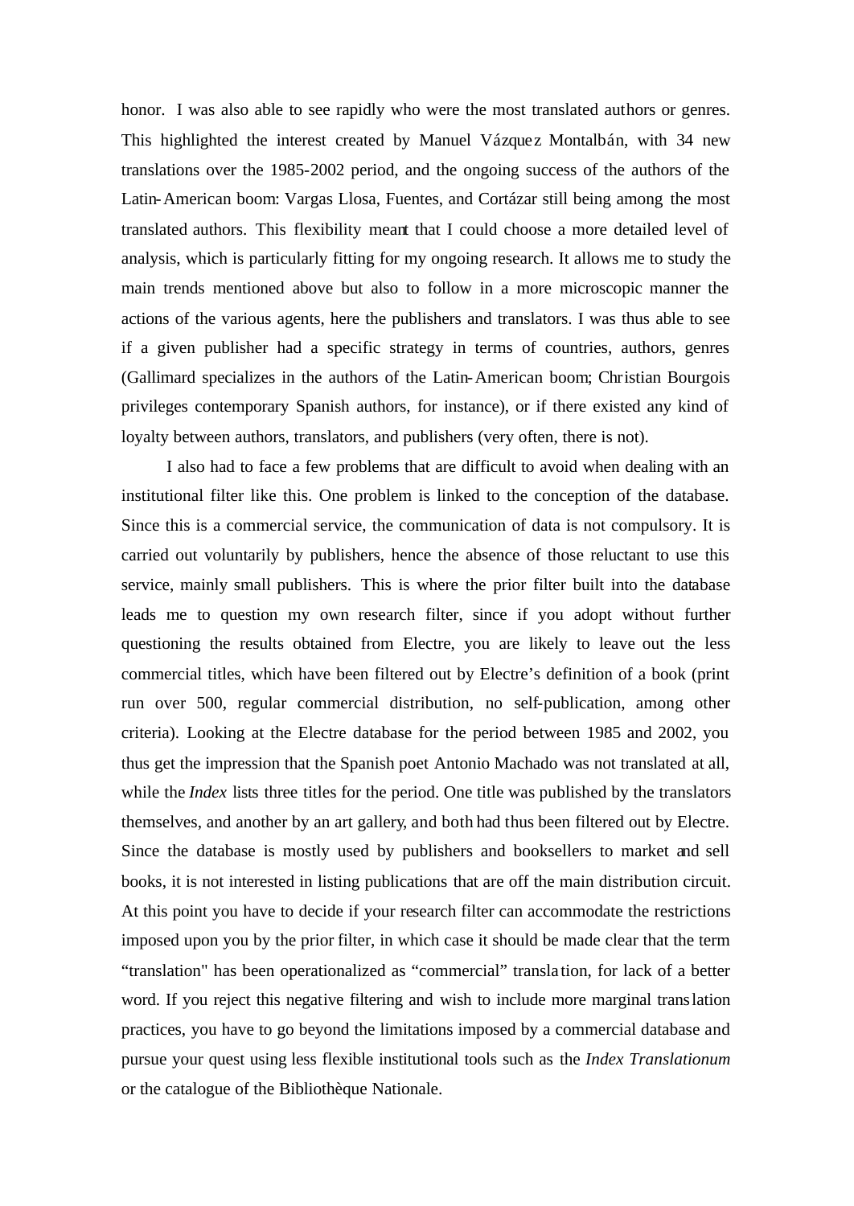honor. I was also able to see rapidly who were the most translated authors or genres. This highlighted the interest created by Manuel Vázquez Montalbán, with 34 new translations over the 1985-2002 period, and the ongoing success of the authors of the Latin-American boom: Vargas Llosa, Fuentes, and Cortázar still being among the most translated authors. This flexibility meant that I could choose a more detailed level of analysis, which is particularly fitting for my ongoing research. It allows me to study the main trends mentioned above but also to follow in a more microscopic manner the actions of the various agents, here the publishers and translators. I was thus able to see if a given publisher had a specific strategy in terms of countries, authors, genres (Gallimard specializes in the authors of the Latin-American boom; Christian Bourgois privileges contemporary Spanish authors, for instance), or if there existed any kind of loyalty between authors, translators, and publishers (very often, there is not).

I also had to face a few problems that are difficult to avoid when dealing with an institutional filter like this. One problem is linked to the conception of the database. Since this is a commercial service, the communication of data is not compulsory. It is carried out voluntarily by publishers, hence the absence of those reluctant to use this service, mainly small publishers. This is where the prior filter built into the database leads me to question my own research filter, since if you adopt without further questioning the results obtained from Electre, you are likely to leave out the less commercial titles, which have been filtered out by Electre's definition of a book (print run over 500, regular commercial distribution, no self-publication, among other criteria). Looking at the Electre database for the period between 1985 and 2002, you thus get the impression that the Spanish poet Antonio Machado was not translated at all, while the *Index* lists three titles for the period. One title was published by the translators themselves, and another by an art gallery, and both had thus been filtered out by Electre. Since the database is mostly used by publishers and booksellers to market and sell books, it is not interested in listing publications that are off the main distribution circuit. At this point you have to decide if your research filter can accommodate the restrictions imposed upon you by the prior filter, in which case it should be made clear that the term "translation" has been operationalized as "commercial" translation, for lack of a better word. If you reject this negative filtering and wish to include more marginal translation practices, you have to go beyond the limitations imposed by a commercial database and pursue your quest using less flexible institutional tools such as the *Index Translationum* or the catalogue of the Bibliothèque Nationale.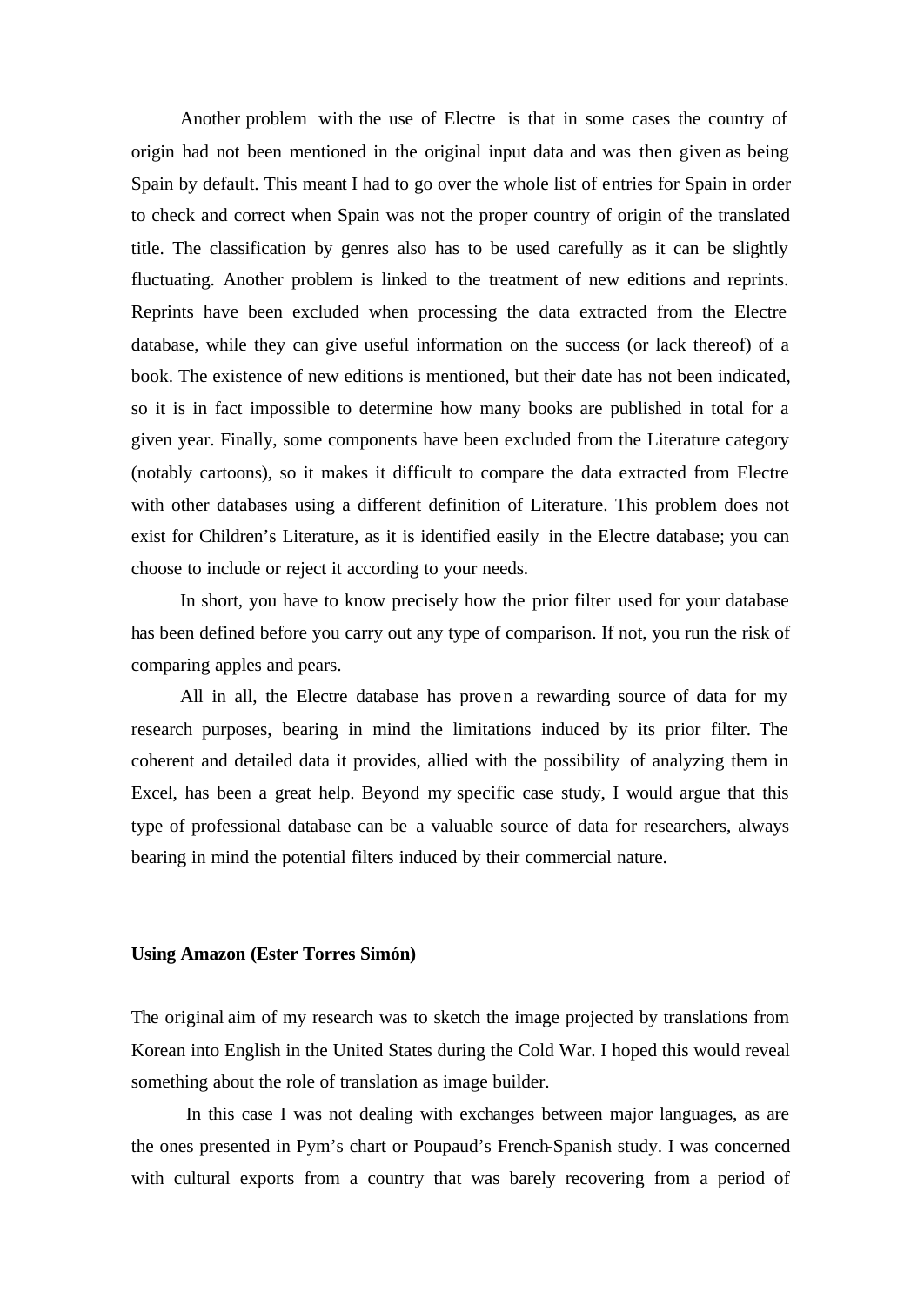Another problem with the use of Electre is that in some cases the country of origin had not been mentioned in the original input data and was then given as being Spain by default. This meant I had to go over the whole list of entries for Spain in order to check and correct when Spain was not the proper country of origin of the translated title. The classification by genres also has to be used carefully as it can be slightly fluctuating. Another problem is linked to the treatment of new editions and reprints. Reprints have been excluded when processing the data extracted from the Electre database, while they can give useful information on the success (or lack thereof) of a book. The existence of new editions is mentioned, but their date has not been indicated, so it is in fact impossible to determine how many books are published in total for a given year. Finally, some components have been excluded from the Literature category (notably cartoons), so it makes it difficult to compare the data extracted from Electre with other databases using a different definition of Literature. This problem does not exist for Children's Literature, as it is identified easily in the Electre database; you can choose to include or reject it according to your needs.

In short, you have to know precisely how the prior filter used for your database has been defined before you carry out any type of comparison. If not, you run the risk of comparing apples and pears.

All in all, the Electre database has proven a rewarding source of data for my research purposes, bearing in mind the limitations induced by its prior filter. The coherent and detailed data it provides, allied with the possibility of analyzing them in Excel, has been a great help. Beyond my specific case study, I would argue that this type of professional database can be a valuable source of data for researchers, always bearing in mind the potential filters induced by their commercial nature.

**Using Amazon (Ester Torres Simón)**

The original aim of my research was to sketch the image projected by translations from Korean into English in the United States during the Cold War. I hoped this would reveal something about the role of translation as image builder.

In this case I was not dealing with exchanges between major languages, as are the ones presented in Pym's chart or Poupaud's French-Spanish study. I was concerned with cultural exports from a country that was barely recovering from a period of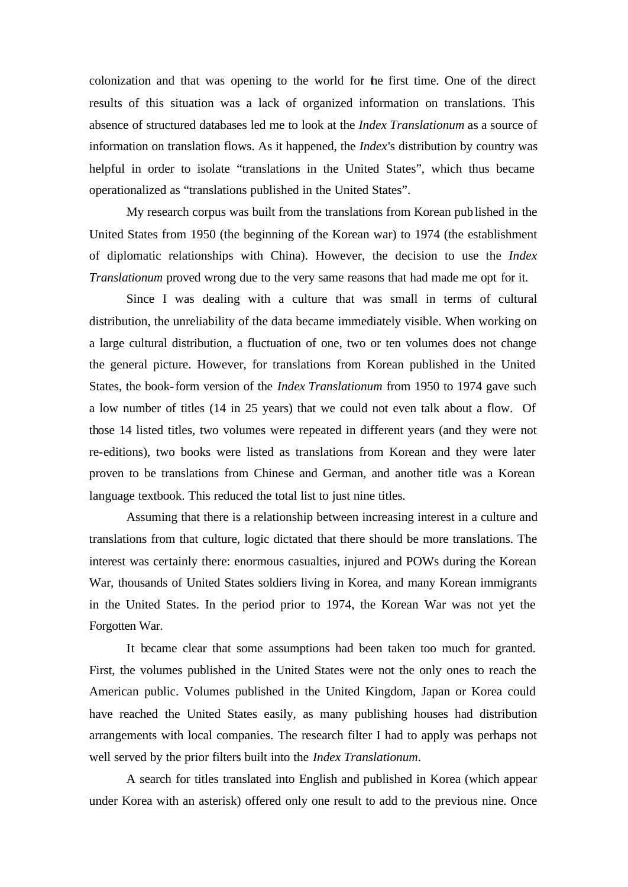colonization and that was opening to the world for the first time. One of the direct results of this situation was a lack of organized information on translations. This absence of structured databases led me to look at the *Index Translationum* as a source of information on translation flows. As it happened, the *Index*'s distribution by country was helpful in order to isolate "translations in the United States", which thus became operationalized as "translations published in the United States".

My research corpus was built from the translations from Korean published in the United States from 1950 (the beginning of the Korean war) to 1974 (the establishment of diplomatic relationships with China). However, the decision to use the *Index Translationum* proved wrong due to the very same reasons that had made me opt for it.

Since I was dealing with a culture that was small in terms of cultural distribution, the unreliability of the data became immediately visible. When working on a large cultural distribution, a fluctuation of one, two or ten volumes does not change the general picture. However, for translations from Korean published in the United States, the book-form version of the *Index Translationum* from 1950 to 1974 gave such a low number of titles (14 in 25 years) that we could not even talk about a flow. Of those 14 listed titles, two volumes were repeated in different years (and they were not re-editions), two books were listed as translations from Korean and they were later proven to be translations from Chinese and German, and another title was a Korean language textbook. This reduced the total list to just nine titles.

Assuming that there is a relationship between increasing interest in a culture and translations from that culture, logic dictated that there should be more translations. The interest was certainly there: enormous casualties, injured and POWs during the Korean War, thousands of United States soldiers living in Korea, and many Korean immigrants in the United States. In the period prior to 1974, the Korean War was not yet the Forgotten War.

It became clear that some assumptions had been taken too much for granted. First, the volumes published in the United States were not the only ones to reach the American public. Volumes published in the United Kingdom, Japan or Korea could have reached the United States easily, as many publishing houses had distribution arrangements with local companies. The research filter I had to apply was perhaps not well served by the prior filters built into the *Index Translationum*.

A search for titles translated into English and published in Korea (which appear under Korea with an asterisk) offered only one result to add to the previous nine. Once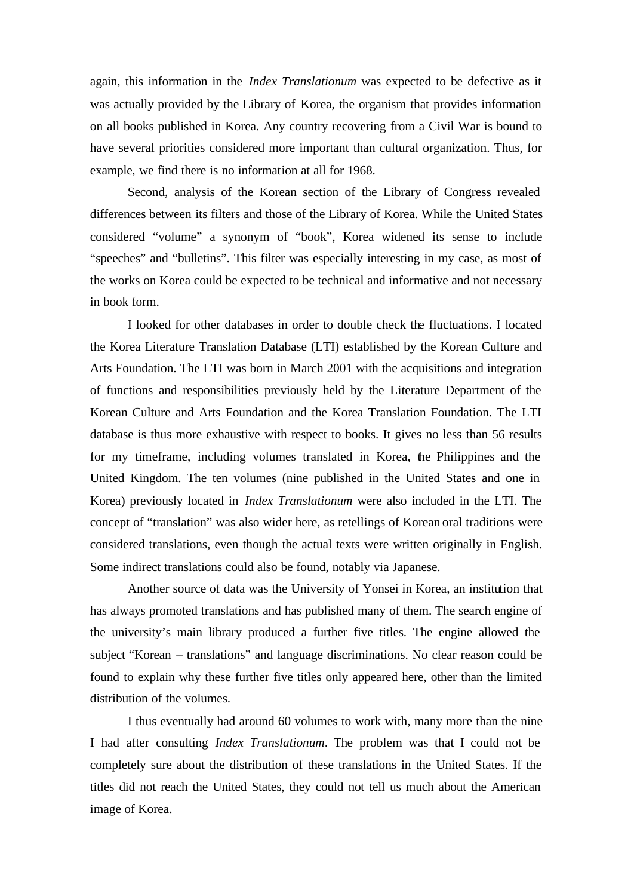again, this information in the *Index Translationum* was expected to be defective as it was actually provided by the Library of Korea, the organism that provides information on all books published in Korea. Any country recovering from a Civil War is bound to have several priorities considered more important than cultural organization. Thus, for example, we find there is no information at all for 1968.

Second, analysis of the Korean section of the Library of Congress revealed differences between its filters and those of the Library of Korea. While the United States considered "volume" a synonym of "book", Korea widened its sense to include "speeches" and "bulletins". This filter was especially interesting in my case, as most of the works on Korea could be expected to be technical and informative and not necessary in book form.

I looked for other databases in order to double check the fluctuations. I located the Korea Literature Translation Database (LTI) established by the Korean Culture and Arts Foundation. The LTI was born in March 2001 with the acquisitions and integration of functions and responsibilities previously held by the Literature Department of the Korean Culture and Arts Foundation and the Korea Translation Foundation. The LTI database is thus more exhaustive with respect to books. It gives no less than 56 results for my timeframe, including volumes translated in Korea, the Philippines and the United Kingdom. The ten volumes (nine published in the United States and one in Korea) previously located in *Index Translationum* were also included in the LTI. The concept of "translation" was also wider here, as retellings of Korean oral traditions were considered translations, even though the actual texts were written originally in English. Some indirect translations could also be found, notably via Japanese.

Another source of data was the University of Yonsei in Korea, an institution that has always promoted translations and has published many of them. The search engine of the university's main library produced a further five titles. The engine allowed the subject "Korean – translations" and language discriminations. No clear reason could be found to explain why these further five titles only appeared here, other than the limited distribution of the volumes.

I thus eventually had around 60 volumes to work with, many more than the nine I had after consulting *Index Translationum*. The problem was that I could not be completely sure about the distribution of these translations in the United States. If the titles did not reach the United States, they could not tell us much about the American image of Korea.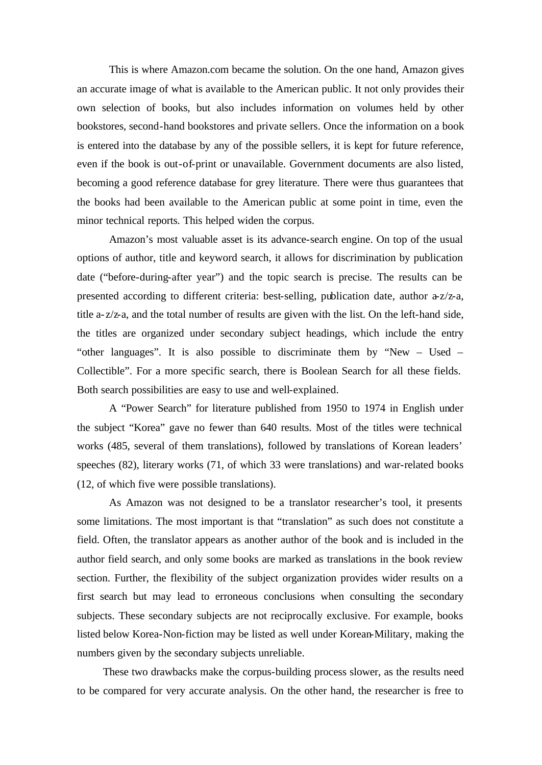This is where Amazon.com became the solution. On the one hand, Amazon gives an accurate image of what is available to the American public. It not only provides their own selection of books, but also includes information on volumes held by other bookstores, second-hand bookstores and private sellers. Once the information on a book is entered into the database by any of the possible sellers, it is kept for future reference, even if the book is out-of-print or unavailable. Government documents are also listed, becoming a good reference database for grey literature. There were thus guarantees that the books had been available to the American public at some point in time, even the minor technical reports. This helped widen the corpus.

Amazon's most valuable asset is its advance-search engine. On top of the usual options of author, title and keyword search, it allows for discrimination by publication date ("before-during-after year") and the topic search is precise. The results can be presented according to different criteria: best-selling, publication date, author a-z/z-a, title a-z/z-a, and the total number of results are given with the list. On the left-hand side, the titles are organized under secondary subject headings, which include the entry "other languages". It is also possible to discriminate them by "New – Used – Collectible". For a more specific search, there is Boolean Search for all these fields. Both search possibilities are easy to use and well-explained.

A "Power Search" for literature published from 1950 to 1974 in English under the subject "Korea" gave no fewer than 640 results. Most of the titles were technical works (485, several of them translations), followed by translations of Korean leaders' speeches (82), literary works (71, of which 33 were translations) and war-related books (12, of which five were possible translations).

As Amazon was not designed to be a translator researcher's tool, it presents some limitations. The most important is that "translation" as such does not constitute a field. Often, the translator appears as another author of the book and is included in the author field search, and only some books are marked as translations in the book review section. Further, the flexibility of the subject organization provides wider results on a first search but may lead to erroneous conclusions when consulting the secondary subjects. These secondary subjects are not reciprocally exclusive. For example, books listed below Korea-Non-fiction may be listed as well under Korean-Military, making the numbers given by the secondary subjects unreliable.

These two drawbacks make the corpus-building process slower, as the results need to be compared for very accurate analysis. On the other hand, the researcher is free to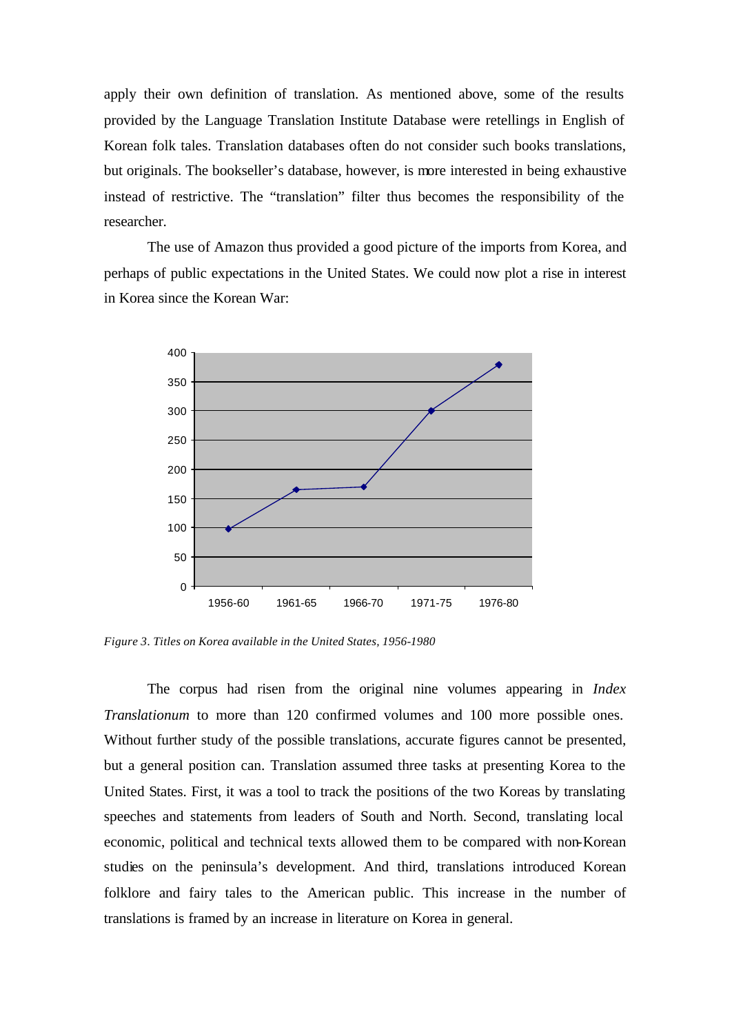apply their own definition of translation. As mentioned above, some of the results provided by the Language Translation Institute Database were retellings in English of Korean folk tales. Translation databases often do not consider such books translations, but originals. The bookseller's database, however, is more interested in being exhaustive instead of restrictive. The "translation" filter thus becomes the responsibility of the researcher.

The use of Amazon thus provided a good picture of the imports from Korea, and perhaps of public expectations in the United States. We could now plot a rise in interest in Korea since the Korean War:

*Figure 3. Titles on Korea available in the United States, 1956-1980*

The corpus had risen from the original nine volumes appearing in *Index Translationum* to more than 120 confirmed volumes and 100 more possible ones. Without further study of the possible translations, accurate figures cannot be presented, but a general position can. Translation assumed three tasks at presenting Korea to the United States. First, it was a tool to track the positions of the two Koreas by translating speeches and statements from leaders of South and North. Second, translating local economic, political and technical texts allowed them to be compared with non-Korean studies on the peninsula's development. And third, translations introduced Korean folklore and fairy tales to the American public. This increase in the number of translations is framed by an increase in literature on Korea in general.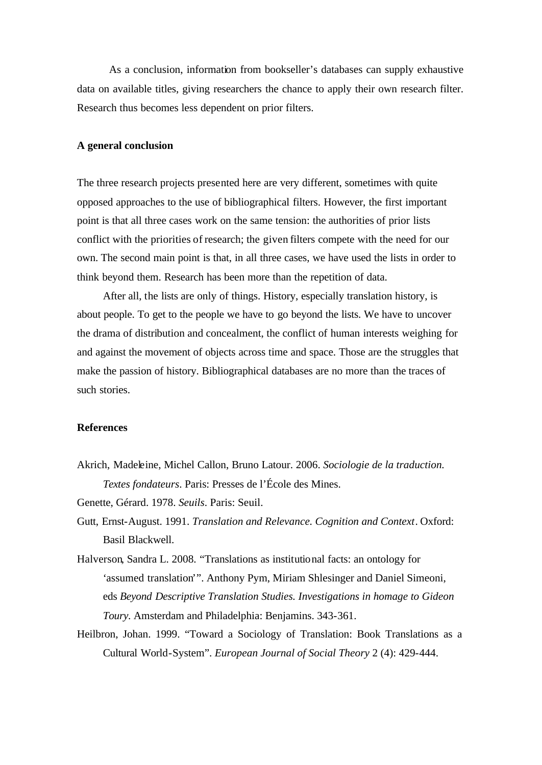As a conclusion, information from bookseller's databases can supply exhaustive data on available titles, giving researchers the chance to apply their own research filter. Research thus becomes less dependent on prior filters.

**A general conclusion**

The three research projects presented here are very different, sometimes with quite opposed approaches to the use of bibliographical filters. However, the first important point is that all three cases work on the same tension: the authorities of prior lists conflict with the priorities of research; the given filters compete with the need for our own. The second main point is that, in all three cases, we have used the lists in order to think beyond them. Research has been more than the repetition of data.

After all, the lists are only of things. History, especially translation history, is about people. To get to the people we have to go beyond the lists. We have to uncover the drama of distribution and concealment, the conflict of human interests weighing for and against the movement of objects across time and space. Those are the struggles that make the passion of history. Bibliographical databases are no more than the traces of such stories.

**References**

Akrich, Madeleine, Michel Callon, Bruno Latour. 2006. *Sociologie de la traduction. Textes fondateurs*. Paris: Presses de l'École des Mines.

Genette, Gérard. 1978. *Seuils*. Paris: Seuil.

Gutt, Ernst-August. 1991. *Translation and Relevance. Cognition and Context*. Oxford: Basil Blackwell.

Halverson, Sandra L. 2008. "Translations as institutional facts: an ontology for 'assumed translation'". Anthony Pym, Miriam Shlesinger and Daniel Simeoni, eds *Beyond Descriptive Translation Studies. Investigations in homage to Gideon Toury*. Amsterdam and Philadelphia: Benjamins. 343-361.

Heilbron, Johan. 1999. "Toward a Sociology of Translation: Book Translations as a Cultural World-System". *European Journal of Social Theory* 2 (4): 429-444.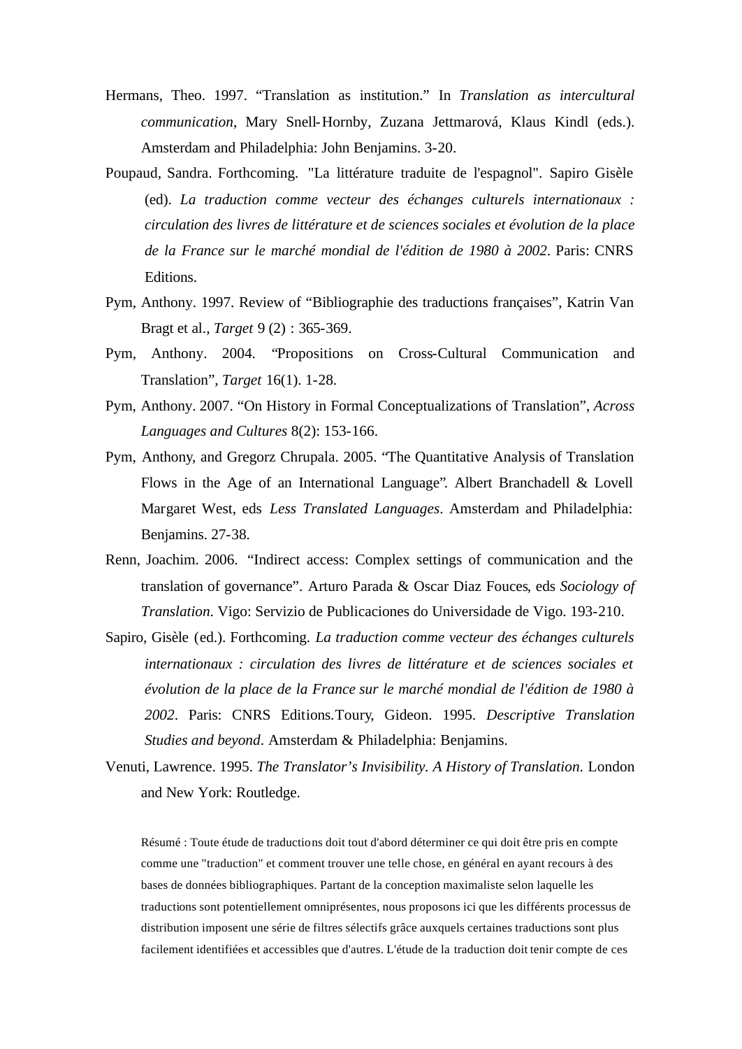Hermans, Theo. 1997. “Translation as institution.” In *Translation as intercultural communication*, Mary Snell-Hornby, Zuzana Jettmarová, Klaus Kindl (eds.). Amsterdam and Philadelphia: John Benjamins. 3-20.

Poupaud, Sandra. Forthcoming. "La littérature traduite de l'espagnol". Sapiro Gisèle (ed). *La traduction comme vecteur des échanges culturels internationaux : circulation des livres de littérature et de sciences sociales et évolution de la place de la France sur le marché mondial de l'édition de 1980 à 2002*. Paris: CNRS Editions.

Pym, Anthony. 1997. Review of “Bibliographie des traductions françaises”, Katrin Van Bragt et al., *Target* 9 (2) : 365-369.

Pym, Anthony. 2004. “Propositions on Cross-Cultural Communication and Translation”, *Target* 16(1). 1-28.

Pym, Anthony. 2007. “On History in Formal Conceptualizations of Translation”, *Across Languages and Cultures* 8(2): 153-166.

Pym, Anthony, and Gregorz Chrupala. 2005. “The Quantitative Analysis of Translation Flows in the Age of an International Language”. Albert Branchadell & Lovell Margaret West, eds *Less Translated Languages*. Amsterdam and Philadelphia: Benjamins. 27-38.

Renn, Joachim. 2006. “Indirect access: Complex settings of communication and the translation of governance”. Arturo Parada & Oscar Diaz Fouces, eds *Sociology of Translation*. Vigo: Servizio de Publicaciones do Universidade de Vigo. 193-210.

Sapiro, Gisèle (ed.). Forthcoming. *La traduction comme vecteur des échanges culturels internationaux : circulation des livres de littérature et de sciences sociales et évolution de la place de la France sur le marché mondial de l'édition de 1980 à 2002*. Paris: CNRS Editions.Toury, Gideon. 1995. *Descriptive Translation Studies and beyond*. Amsterdam & Philadelphia: Benjamins.

Venuti, Lawrence. 1995. *The Translator’s Invisibility. A History of Translation.* London and New York: Routledge.

Résumé : Toute étude de traductions doit tout d'abord déterminer ce qui doit être pris en compte comme une "traduction" et comment trouver une telle chose, en général en ayant recours à des bases de données bibliographiques. Partant de la conception maximaliste selon laquelle les traductions sont potentiellement omniprésentes, nous proposons ici que les différents processus de distribution imposent une série de filtres sélectifs grâce auxquels certaines traductions sont plus facilement identifiées et accessibles que d'autres. L'étude de la traduction doit tenir compte de ces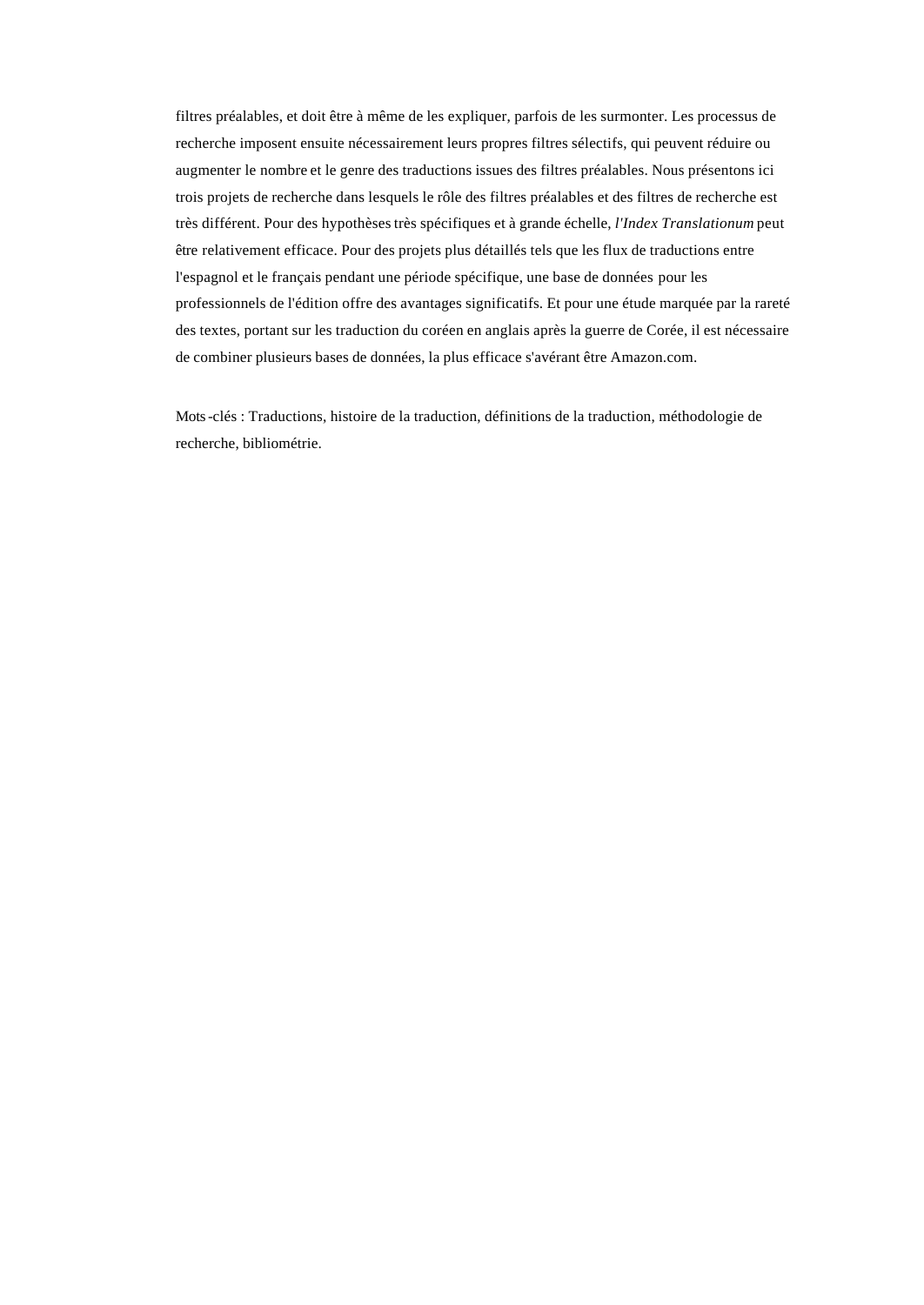filtres préalables, et doit être à même de les expliquer, parfois de les surmonter. Les processus de recherche imposent ensuite nécessairement leurs propres filtres sélectifs, qui peuvent réduire ou augmenter le nombre et le genre des traductions issues des filtres préalables. Nous présentons ici trois projets de recherche dans lesquels le rôle des filtres préalables et des filtres de recherche est très différent. Pour des hypothèses très spécifiques et à grande échelle, *l'Index Translationum* peut être relativement efficace. Pour des projets plus détaillés tels que les flux de traductions entre l'espagnol et le français pendant une période spécifique, une base de données pour les professionnels de l'édition offre des avantages significatifs. Et pour une étude marquée par la rareté des textes, portant sur les traduction du coréen en anglais après la guerre de Corée, il est nécessaire de combiner plusieurs bases de données, la plus efficace s'avérant être Amazon.com.

Mots-clés : Traductions, histoire de la traduction, définitions de la traduction, méthodologie de recherche, bibliométrie.